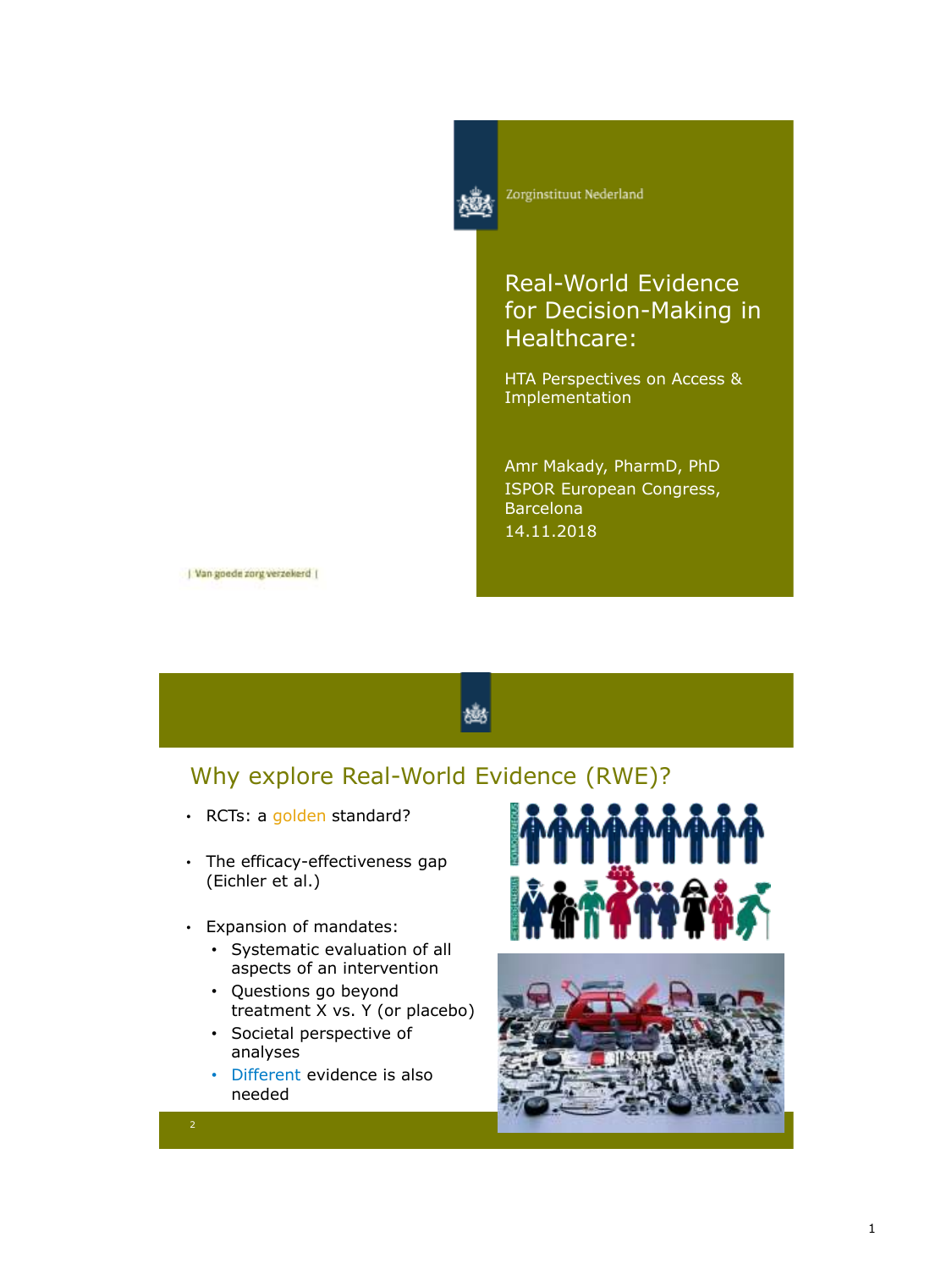Zorginstituut Nederland

# Real-World Evidence for Decision-Making in Healthcare:

## HTA Perspectives on Access & Implementation

Amr Makady, PharmD, PhD
ISPOR European Congress, Barcelona
14.11.2018

| Van goede zorg verzekerd |

---

## Why explore Real-World Evidence (RWE)?

- RCTs: a golden standard?
- The efficacy-effectiveness gap (Eichler et al.)
- Expansion of mandates:
  - Systematic evaluation of all aspects of an intervention
  - Questions go beyond treatment X vs. Y (or placebo)
  - Societal perspective of analyses
  - Different evidence is also needed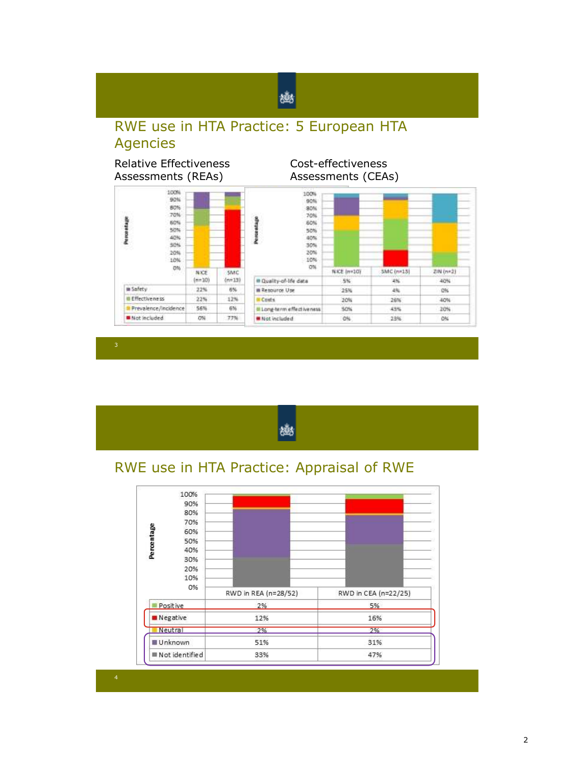## RWE use in HTA Practice: 5 European HTA Agencies

**Relative Effectiveness Assessments (REAs)**

| | NICE (n=10) | SMC (n=13) |
|---|---|---|
| Safety | 22% | 6% |
| Effectiveness | 22% | 12% |
| Prevalence/incidence | 56% | 6% |
| Not included | 0% | 77% |

**Cost-effectiveness Assessments (CEAs)**

| | NICE (n=10) | SMC (n=15) | ZIN (n=2) |
|---|---|---|---|
| Quality-of-life data | 5% | 4% | 40% |
| Resource Use | 25% | 4% | 0% |
| Costs | 20% | 26% | 40% |
| Long-term effectiveness | 50% | 43% | 20% |
| Not included | 0% | 23% | 0% |

## RWE use in HTA Practice: Appraisal of RWE

| | RWD in REA (n=28/52) | RWD in CEA (n=22/25) |
|---|---|---|
| Positive | 2% | 5% |
| Negative | 12% | 16% |
| Neutral | 2% | 2% |
| Unknown | 51% | 31% |
| Not identified | 33% | 47% |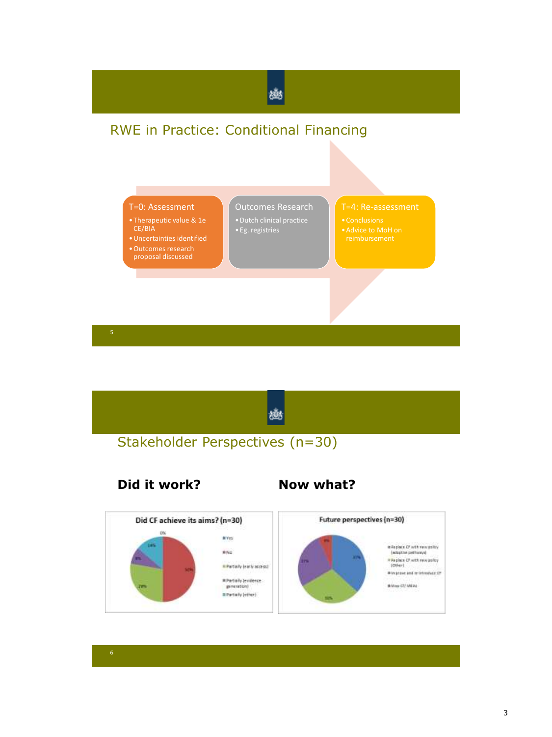## RWE in Practice: Conditional Financing

**T=0: Assessment**
- Therapeutic value & 1e CE/BIA
- Uncertainties identified
- Outcomes research proposal discussed

**Outcomes Research**
- Dutch clinical practice
- Eg. registries

**T=4: Re-assessment**
- Conclusions
- Advice to MoH on reimbursement

## Stakeholder Perspectives (n=30)

**Did it work?**

Did CF achieve its aims? (n=30)

- Yes: 0%
- No: 50%
- Partially (early access): 28%
- Partially (evidence generation): 8%
- Partially (other): 14%

**Now what?**

Future perspectives (n=30)

- Replace CF with new policy (adaptive pathways): 37%
- Replace CF with new policy (other): 30%
- Improve and re-introduce CF: 27%
- Stop CF/ MEAs: 6%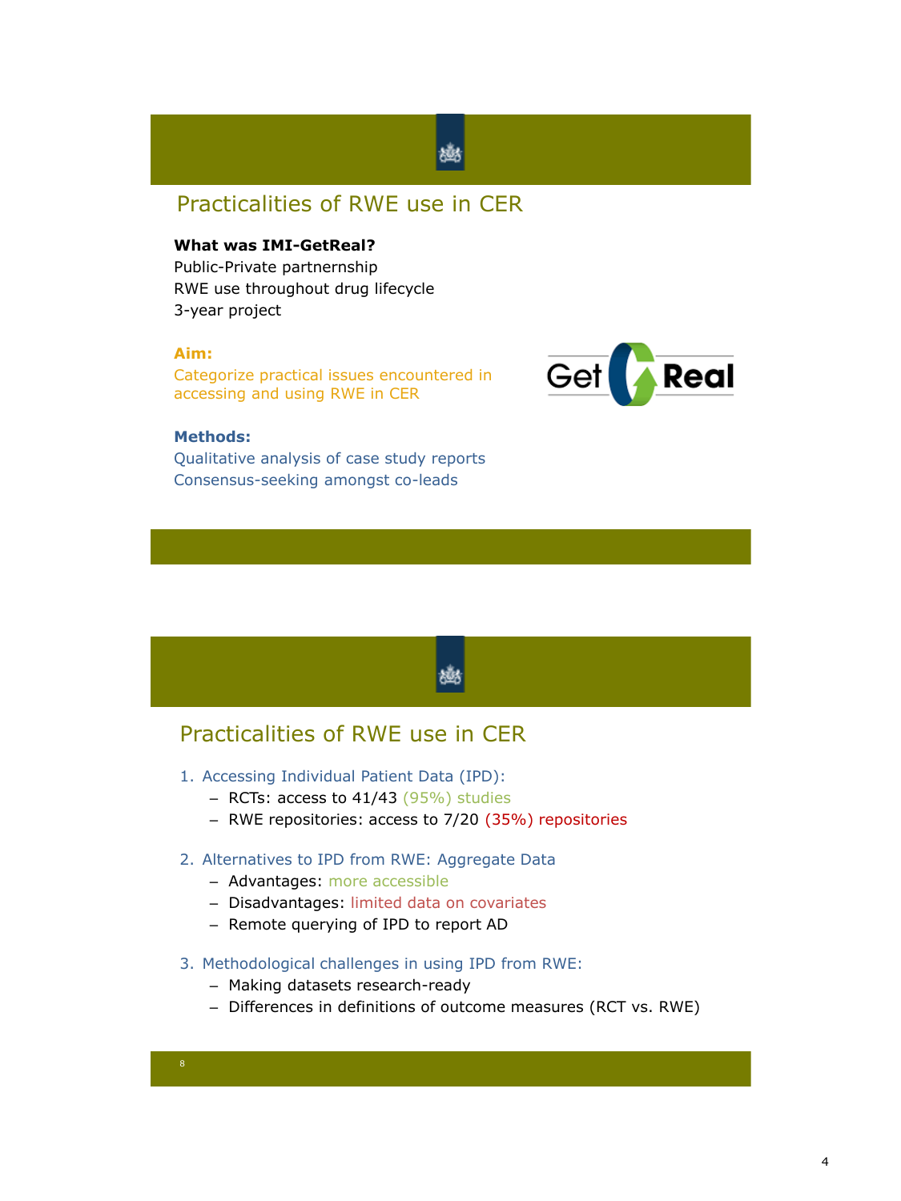## Practicalities of RWE use in CER

**What was IMI-GetReal?**
Public-Private partnership
RWE use throughout drug lifecycle
3-year project

**Aim:**
Categorize practical issues encountered in accessing and using RWE in CER

**Methods:**
Qualitative analysis of case study reports
Consensus-seeking amongst co-leads

## Practicalities of RWE use in CER

1. Accessing Individual Patient Data (IPD):
   - RCTs: access to 41/43 (95%) studies
   - RWE repositories: access to 7/20 (35%) repositories
2. Alternatives to IPD from RWE: Aggregate Data
   - Advantages: more accessible
   - Disadvantages: limited data on covariates
   - Remote querying of IPD to report AD
3. Methodological challenges in using IPD from RWE:
   - Making datasets research-ready
   - Differences in definitions of outcome measures (RCT vs. RWE)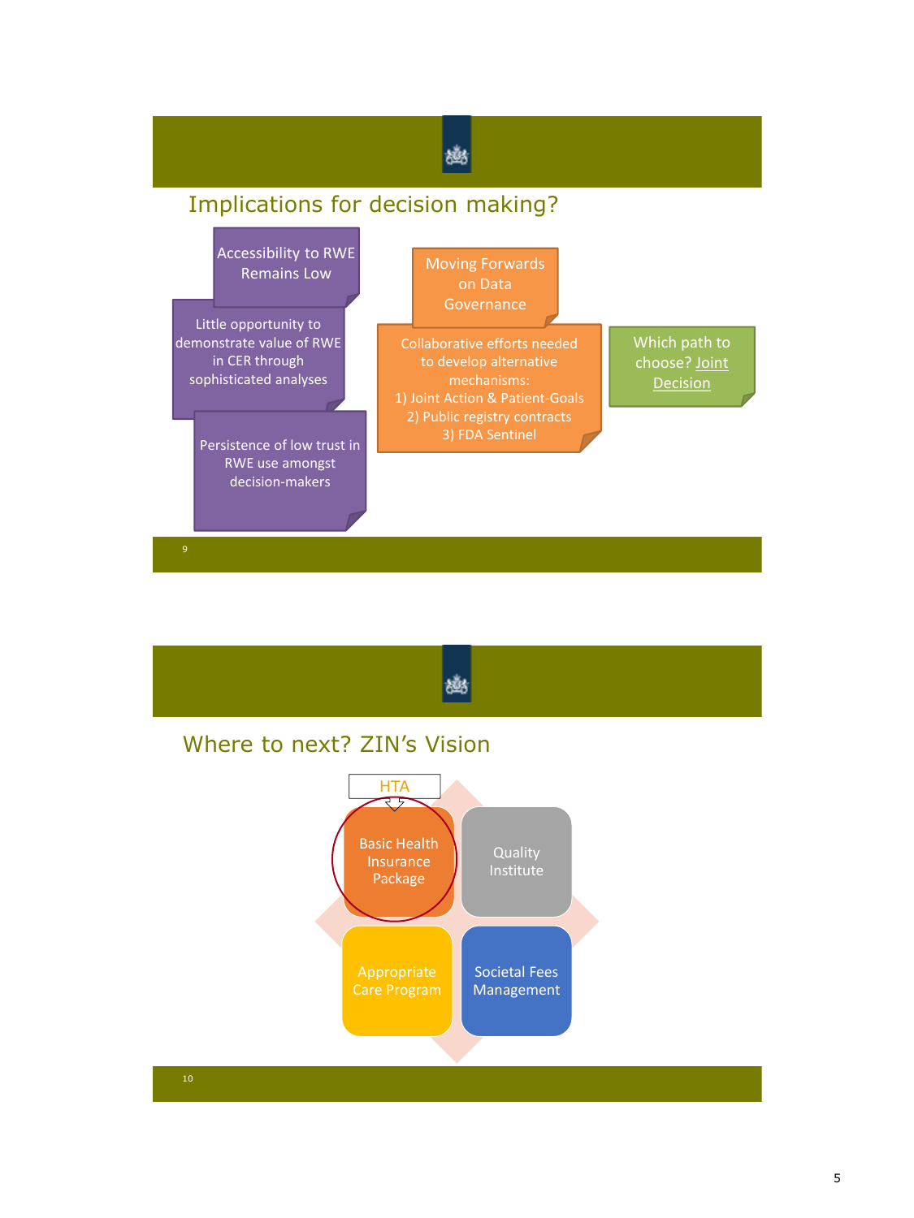## Implications for decision making?

Accessibility to RWE Remains Low

Little opportunity to demonstrate value of RWE in CER through sophisticated analyses

Persistence of low trust in RWE use amongst decision-makers

Moving Forwards on Data Governance

Collaborative efforts needed to develop alternative mechanisms:
1) Joint Action & Patient-Goals
2) Public registry contracts
3) FDA Sentinel

Which path to choose? Joint Decision

## Where to next? ZIN's Vision

HTA

Basic Health Insurance Package

Quality Institute

Appropriate Care Program

Societal Fees Management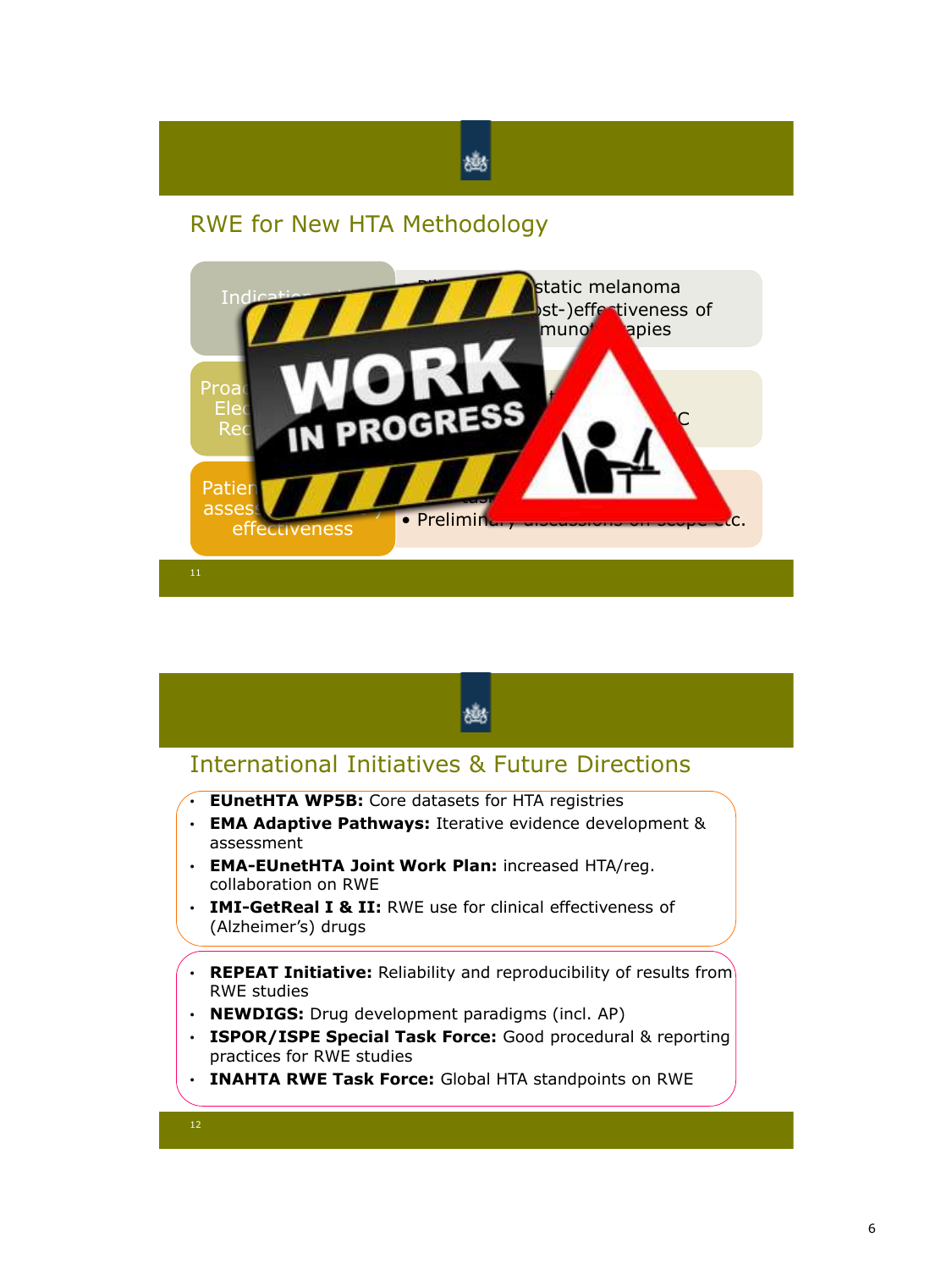## RWE for New HTA Methodology

Indicatio...

...static melanoma
...st-)effectiveness of
...muno... ...apies

Proa...
Elec...
Rec...

...C

Patien...
asses...
effectiveness

• Prelimin... ...c.

WORK IN PROGRESS

## International Initiatives & Future Directions

- **EUnetHTA WP5B:** Core datasets for HTA registries
- **EMA Adaptive Pathways:** Iterative evidence development & assessment
- **EMA-EUnetHTA Joint Work Plan:** increased HTA/reg. collaboration on RWE
- **IMI-GetReal I & II:** RWE use for clinical effectiveness of (Alzheimer's) drugs

- **REPEAT Initiative:** Reliability and reproducibility of results from RWE studies
- **NEWDIGS:** Drug development paradigms (incl. AP)
- **ISPOR/ISPE Special Task Force:** Good procedural & reporting practices for RWE studies
- **INAHTA RWE Task Force:** Global HTA standpoints on RWE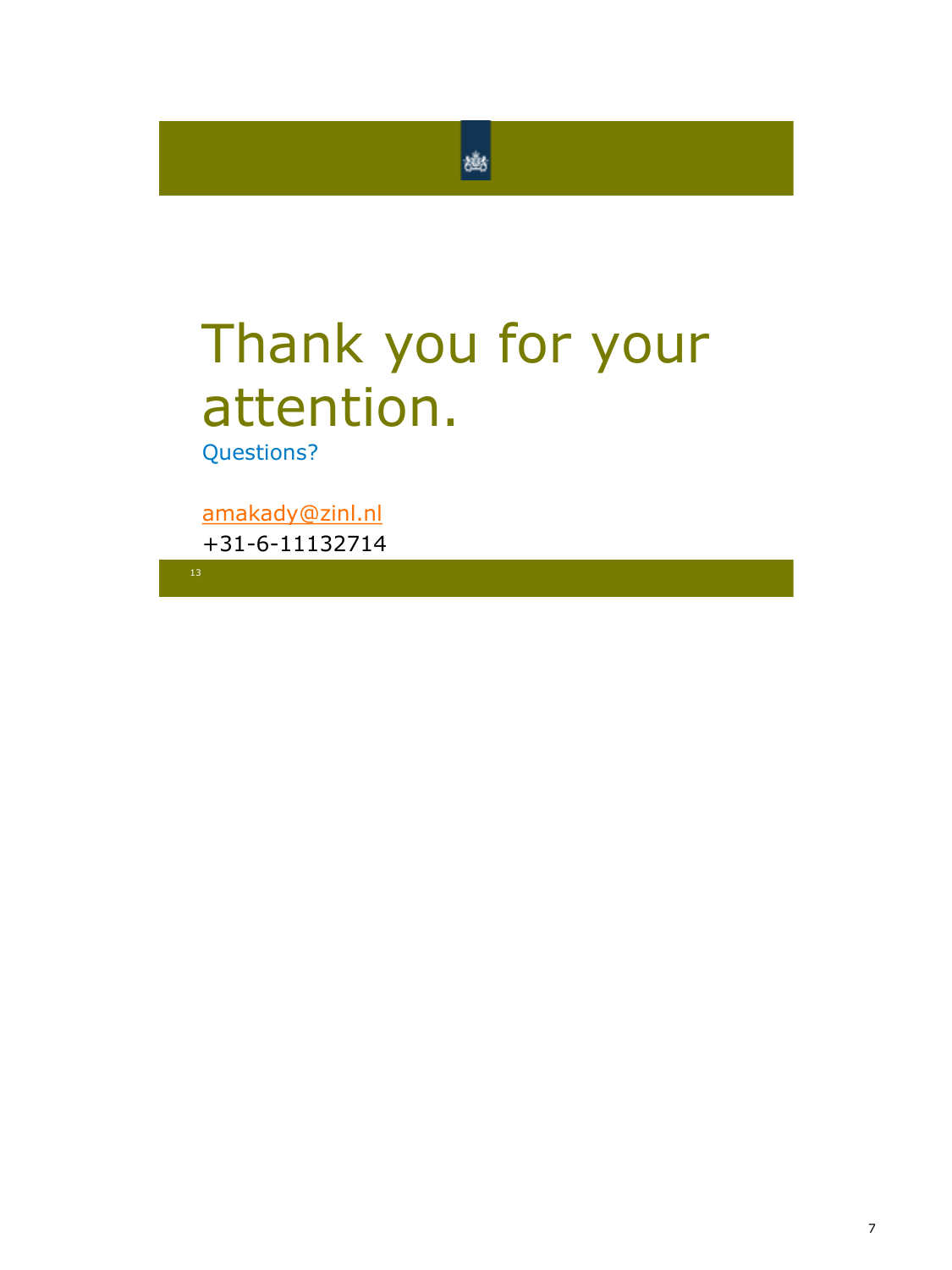# Thank you for your attention.

Questions?

amakady@zinl.nl

+31-6-11132714